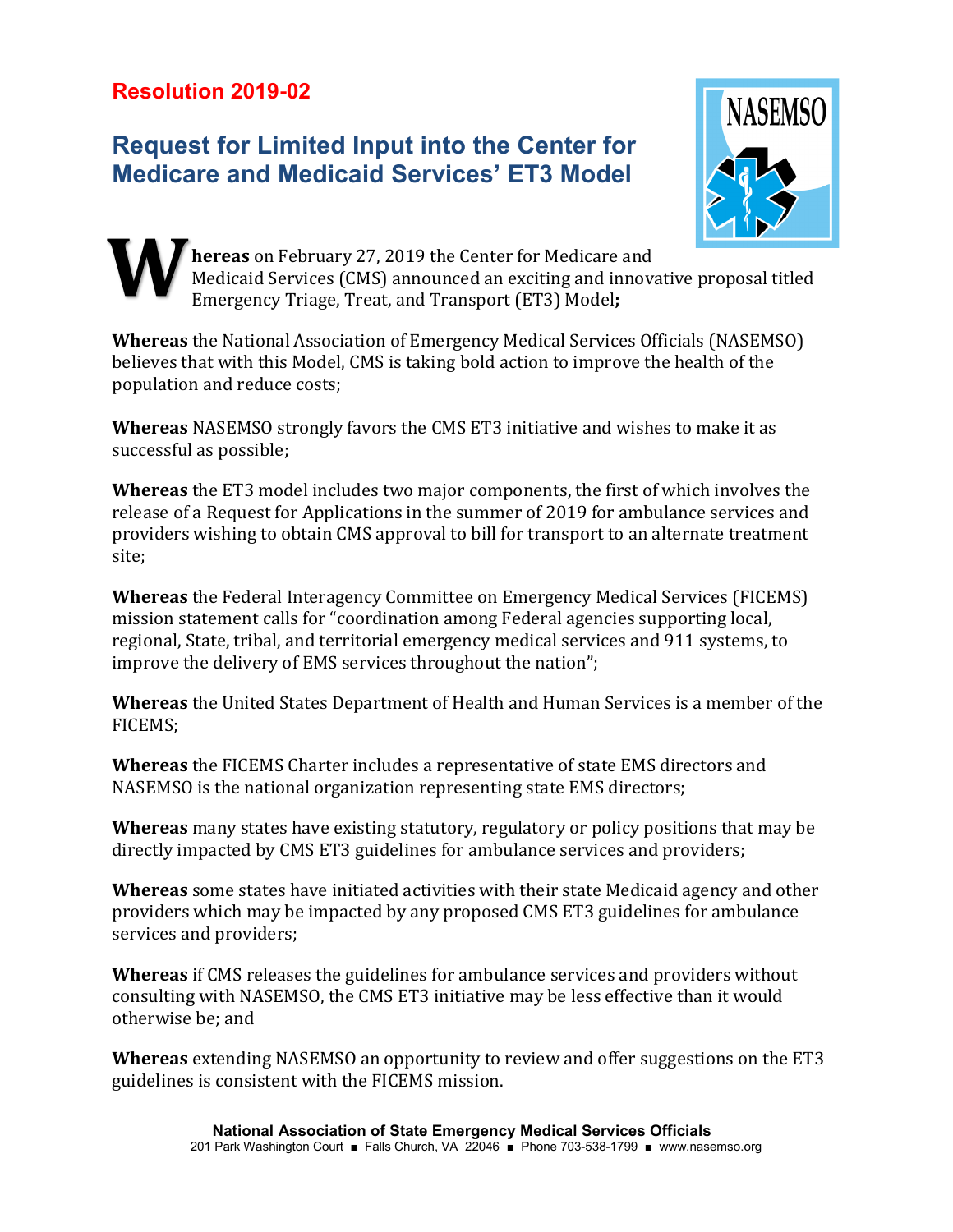# Resolution 2019-02

## Request for Limited Input into the Center for Medicare and Medicaid Services' ET3 Model

**Whereas** on February 27, 2019 the Center for Medicare and Medicaid Services (CMS) announced an exciting and innovative proposal titled Emergency Triage, Treat, and Transport (ET3) Model**;**

**Whereas** the National Association of Emergency Medical Services Officials (NASEMSO) believes that with this Model, CMS is taking bold action to improve the health of the population and reduce costs;

**Whereas** NASEMSO strongly favors the CMS ET3 initiative and wishes to make it as successful as possible;

**Whereas** the ET3 model includes two major components, the first of which involves the release of a Request for Applications in the summer of 2019 for ambulance services and providers wishing to obtain CMS approval to bill for transport to an alternate treatment site;

**Whereas** the Federal Interagency Committee on Emergency Medical Services (FICEMS) mission statement calls for "coordination among Federal agencies supporting local, regional, State, tribal, and territorial emergency medical services and 911 systems, to improve the delivery of EMS services throughout the nation";

**Whereas** the United States Department of Health and Human Services is a member of the FICEMS;

**Whereas** the FICEMS Charter includes a representative of state EMS directors and NASEMSO is the national organization representing state EMS directors;

**Whereas** many states have existing statutory, regulatory or policy positions that may be directly impacted by CMS ET3 guidelines for ambulance services and providers;

**Whereas** some states have initiated activities with their state Medicaid agency and other providers which may be impacted by any proposed CMS ET3 guidelines for ambulance services and providers;

**Whereas** if CMS releases the guidelines for ambulance services and providers without consulting with NASEMSO, the CMS ET3 initiative may be less effective than it would otherwise be; and

**Whereas** extending NASEMSO an opportunity to review and offer suggestions on the ET3 guidelines is consistent with the FICEMS mission.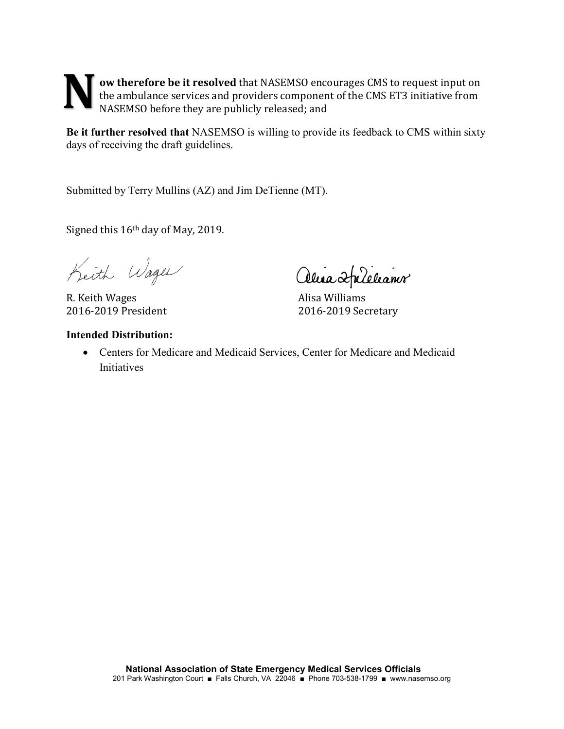**Now therefore be it resolved** that NASEMSO encourages CMS to request input on the ambulance services and providers component of the CMS ET3 initiative from NASEMSO before they are publicly released; and

**Be it further resolved that** NASEMSO is willing to provide its feedback to CMS within sixty days of receiving the draft guidelines.

Submitted by Terry Mullins (AZ) and Jim DeTienne (MT).

Signed this 16th day of May, 2019.

R. Keith Wages
2016-2019 President

Alisa Williams
2016-2019 Secretary

**Intended Distribution:**

- Centers for Medicare and Medicaid Services, Center for Medicare and Medicaid Initiatives